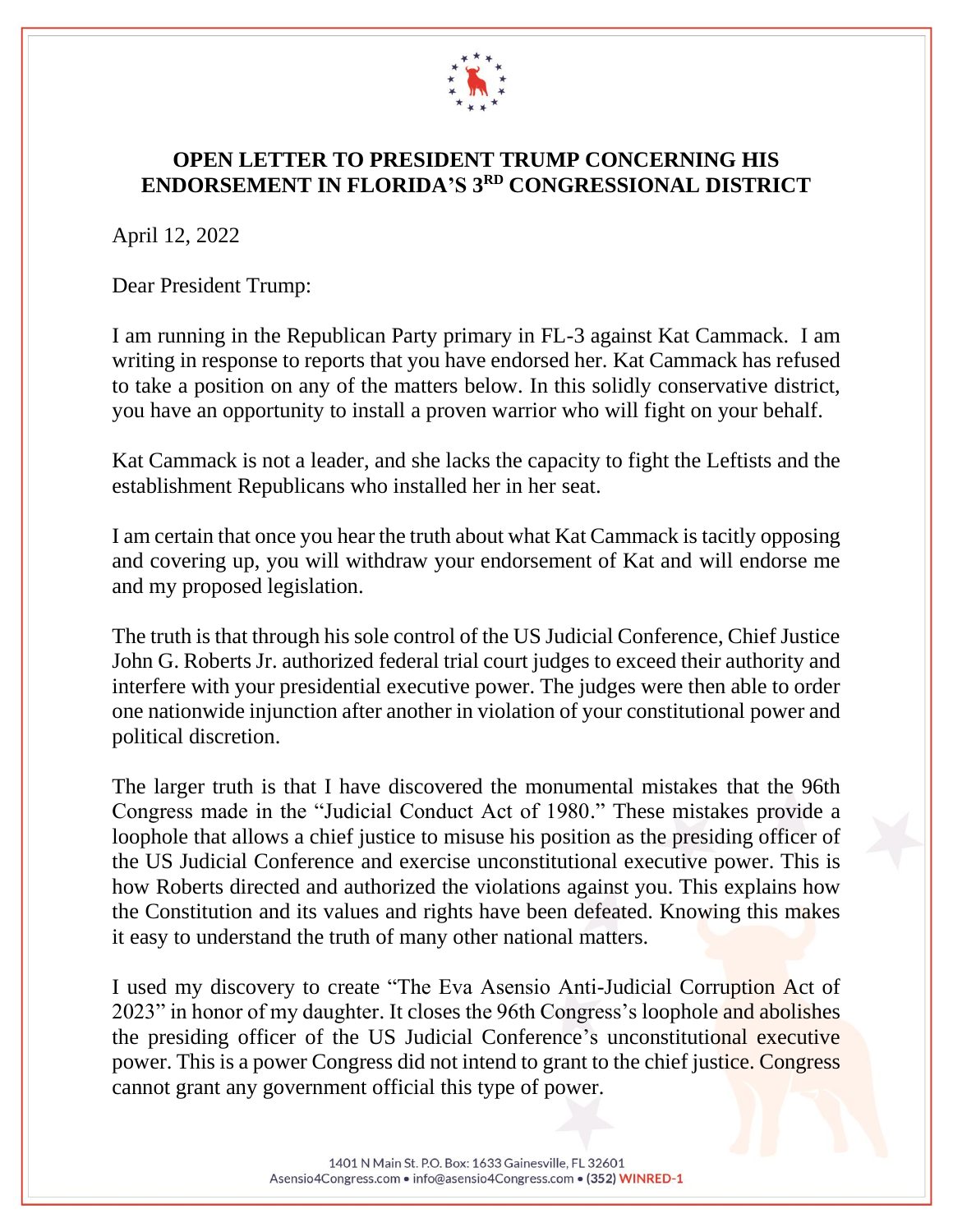# OPEN LETTER TO PRESIDENT TRUMP CONCERNING HIS ENDORSEMENT IN FLORIDA'S 3RD CONGRESSIONAL DISTRICT

April 12, 2022

Dear President Trump:

I am running in the Republican Party primary in FL-3 against Kat Cammack. I am writing in response to reports that you have endorsed her. Kat Cammack has refused to take a position on any of the matters below. In this solidly conservative district, you have an opportunity to install a proven warrior who will fight on your behalf.

Kat Cammack is not a leader, and she lacks the capacity to fight the Leftists and the establishment Republicans who installed her in her seat.

I am certain that once you hear the truth about what Kat Cammack is tacitly opposing and covering up, you will withdraw your endorsement of Kat and will endorse me and my proposed legislation.

The truth is that through his sole control of the US Judicial Conference, Chief Justice John G. Roberts Jr. authorized federal trial court judges to exceed their authority and interfere with your presidential executive power. The judges were then able to order one nationwide injunction after another in violation of your constitutional power and political discretion.

The larger truth is that I have discovered the monumental mistakes that the 96th Congress made in the "Judicial Conduct Act of 1980." These mistakes provide a loophole that allows a chief justice to misuse his position as the presiding officer of the US Judicial Conference and exercise unconstitutional executive power. This is how Roberts directed and authorized the violations against you. This explains how the Constitution and its values and rights have been defeated. Knowing this makes it easy to understand the truth of many other national matters.

I used my discovery to create "The Eva Asensio Anti-Judicial Corruption Act of 2023" in honor of my daughter. It closes the 96th Congress's loophole and abolishes the presiding officer of the US Judicial Conference's unconstitutional executive power. This is a power Congress did not intend to grant to the chief justice. Congress cannot grant any government official this type of power.

1401 N Main St. P.O. Box: 1633 Gainesville, FL 32601
Asensio4Congress.com • info@asensio4Congress.com • (352) WINRED-1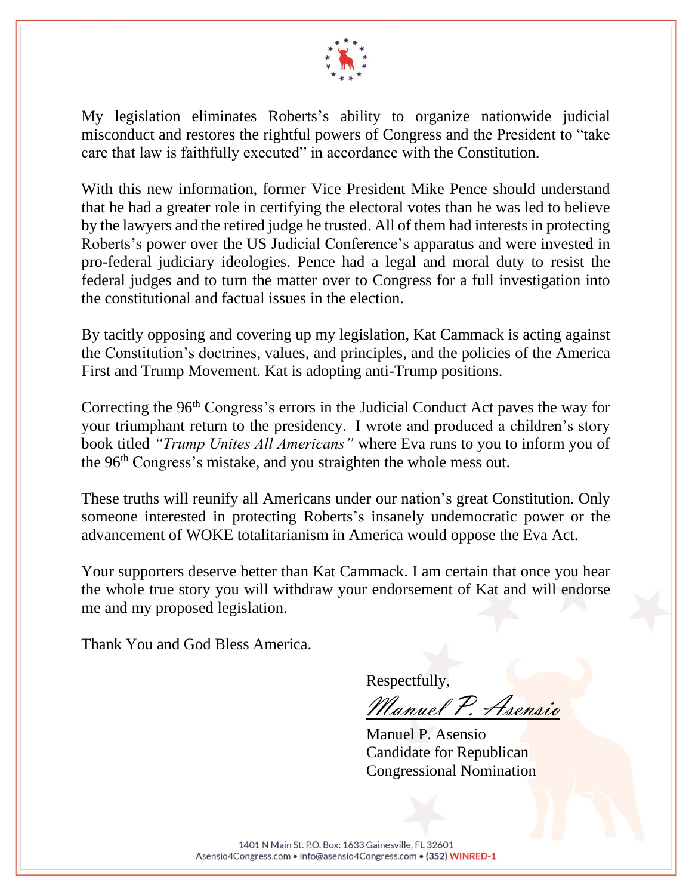My legislation eliminates Roberts's ability to organize nationwide judicial misconduct and restores the rightful powers of Congress and the President to "take care that law is faithfully executed" in accordance with the Constitution.

With this new information, former Vice President Mike Pence should understand that he had a greater role in certifying the electoral votes than he was led to believe by the lawyers and the retired judge he trusted. All of them had interests in protecting Roberts's power over the US Judicial Conference's apparatus and were invested in pro-federal judiciary ideologies. Pence had a legal and moral duty to resist the federal judges and to turn the matter over to Congress for a full investigation into the constitutional and factual issues in the election.

By tacitly opposing and covering up my legislation, Kat Cammack is acting against the Constitution's doctrines, values, and principles, and the policies of the America First and Trump Movement. Kat is adopting anti-Trump positions.

Correcting the 96th Congress's errors in the Judicial Conduct Act paves the way for your triumphant return to the presidency. I wrote and produced a children's story book titled *"Trump Unites All Americans"* where Eva runs to you to inform you of the 96th Congress's mistake, and you straighten the whole mess out.

These truths will reunify all Americans under our nation's great Constitution. Only someone interested in protecting Roberts's insanely undemocratic power or the advancement of WOKE totalitarianism in America would oppose the Eva Act.

Your supporters deserve better than Kat Cammack. I am certain that once you hear the whole true story you will withdraw your endorsement of Kat and will endorse me and my proposed legislation.

Thank You and God Bless America.

Respectfully,

*Manuel P. Asensio*

Manuel P. Asensio
Candidate for Republican
Congressional Nomination

1401 N Main St. P.O. Box: 1633 Gainesville, FL 32601
Asensio4Congress.com • info@asensio4Congress.com • (352) WINRED-1